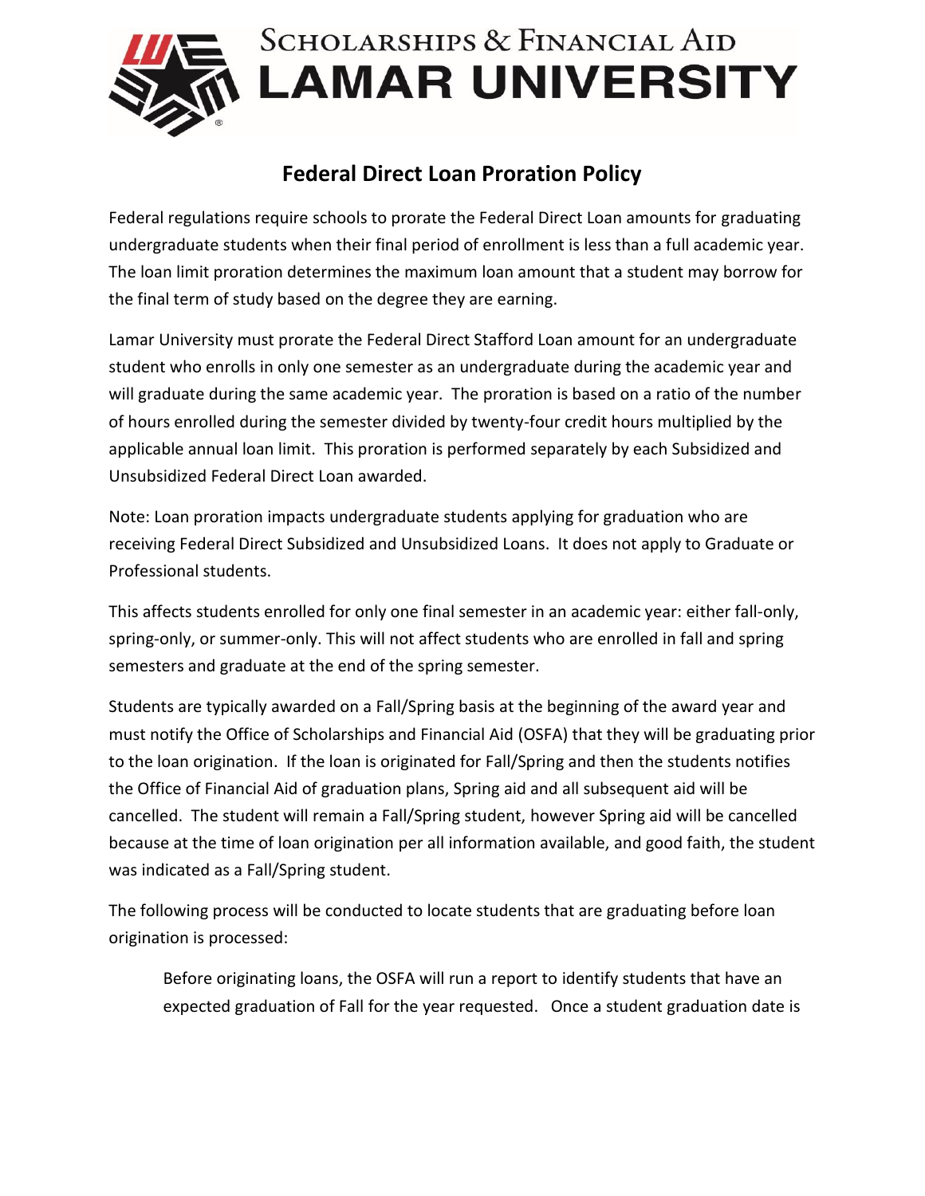# Scholarships & Financial Aid
# LAMAR UNIVERSITY

## Federal Direct Loan Proration Policy

Federal regulations require schools to prorate the Federal Direct Loan amounts for graduating undergraduate students when their final period of enrollment is less than a full academic year. The loan limit proration determines the maximum loan amount that a student may borrow for the final term of study based on the degree they are earning.

Lamar University must prorate the Federal Direct Stafford Loan amount for an undergraduate student who enrolls in only one semester as an undergraduate during the academic year and will graduate during the same academic year. The proration is based on a ratio of the number of hours enrolled during the semester divided by twenty-four credit hours multiplied by the applicable annual loan limit. This proration is performed separately by each Subsidized and Unsubsidized Federal Direct Loan awarded.

Note: Loan proration impacts undergraduate students applying for graduation who are receiving Federal Direct Subsidized and Unsubsidized Loans. It does not apply to Graduate or Professional students.

This affects students enrolled for only one final semester in an academic year: either fall-only, spring-only, or summer-only. This will not affect students who are enrolled in fall and spring semesters and graduate at the end of the spring semester.

Students are typically awarded on a Fall/Spring basis at the beginning of the award year and must notify the Office of Scholarships and Financial Aid (OSFA) that they will be graduating prior to the loan origination. If the loan is originated for Fall/Spring and then the students notifies the Office of Financial Aid of graduation plans, Spring aid and all subsequent aid will be cancelled. The student will remain a Fall/Spring student, however Spring aid will be cancelled because at the time of loan origination per all information available, and good faith, the student was indicated as a Fall/Spring student.

The following process will be conducted to locate students that are graduating before loan origination is processed:

> Before originating loans, the OSFA will run a report to identify students that have an expected graduation of Fall for the year requested. Once a student graduation date is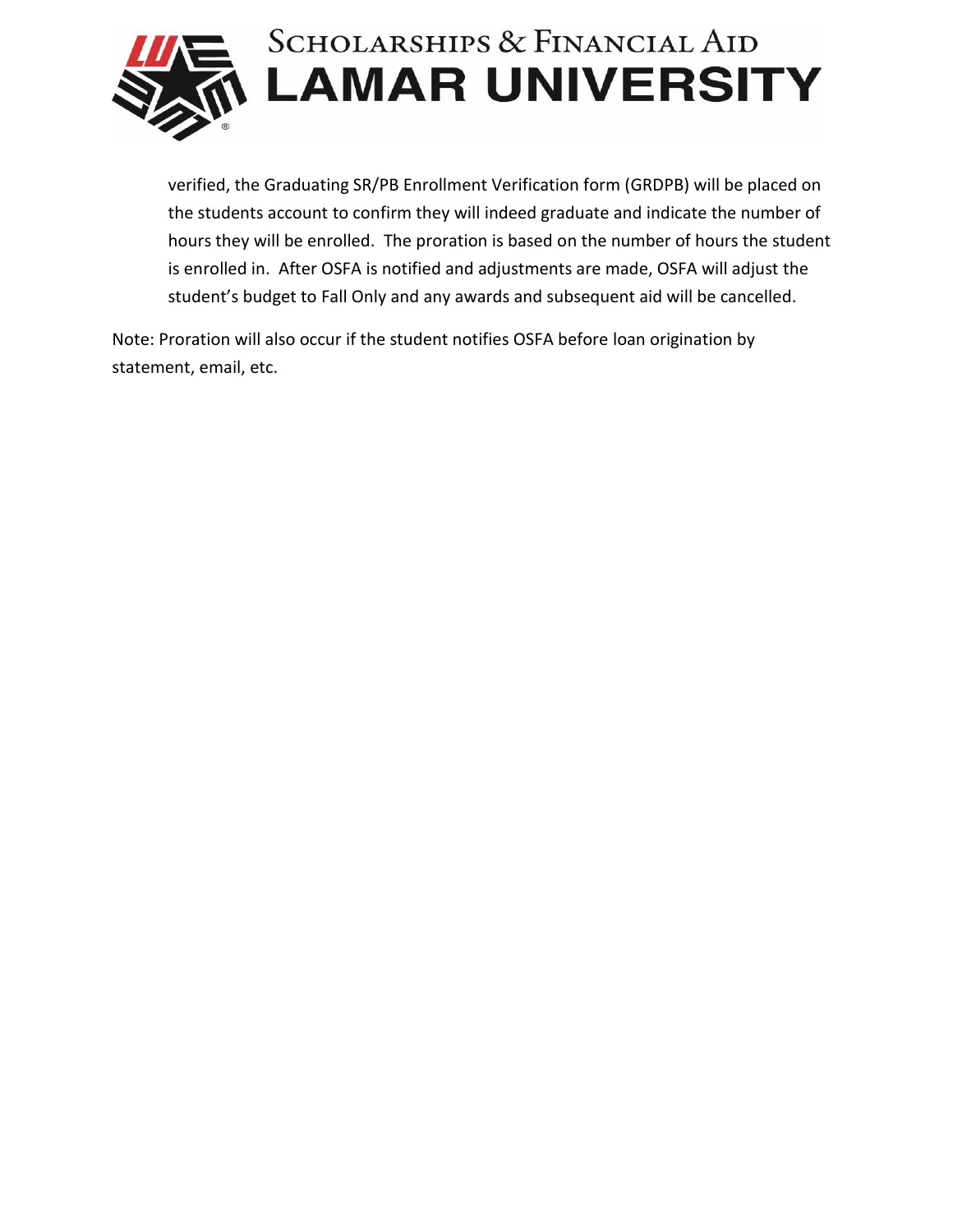verified, the Graduating SR/PB Enrollment Verification form (GRDPB) will be placed on the students account to confirm they will indeed graduate and indicate the number of hours they will be enrolled. The proration is based on the number of hours the student is enrolled in. After OSFA is notified and adjustments are made, OSFA will adjust the student's budget to Fall Only and any awards and subsequent aid will be cancelled.

Note: Proration will also occur if the student notifies OSFA before loan origination by statement, email, etc.